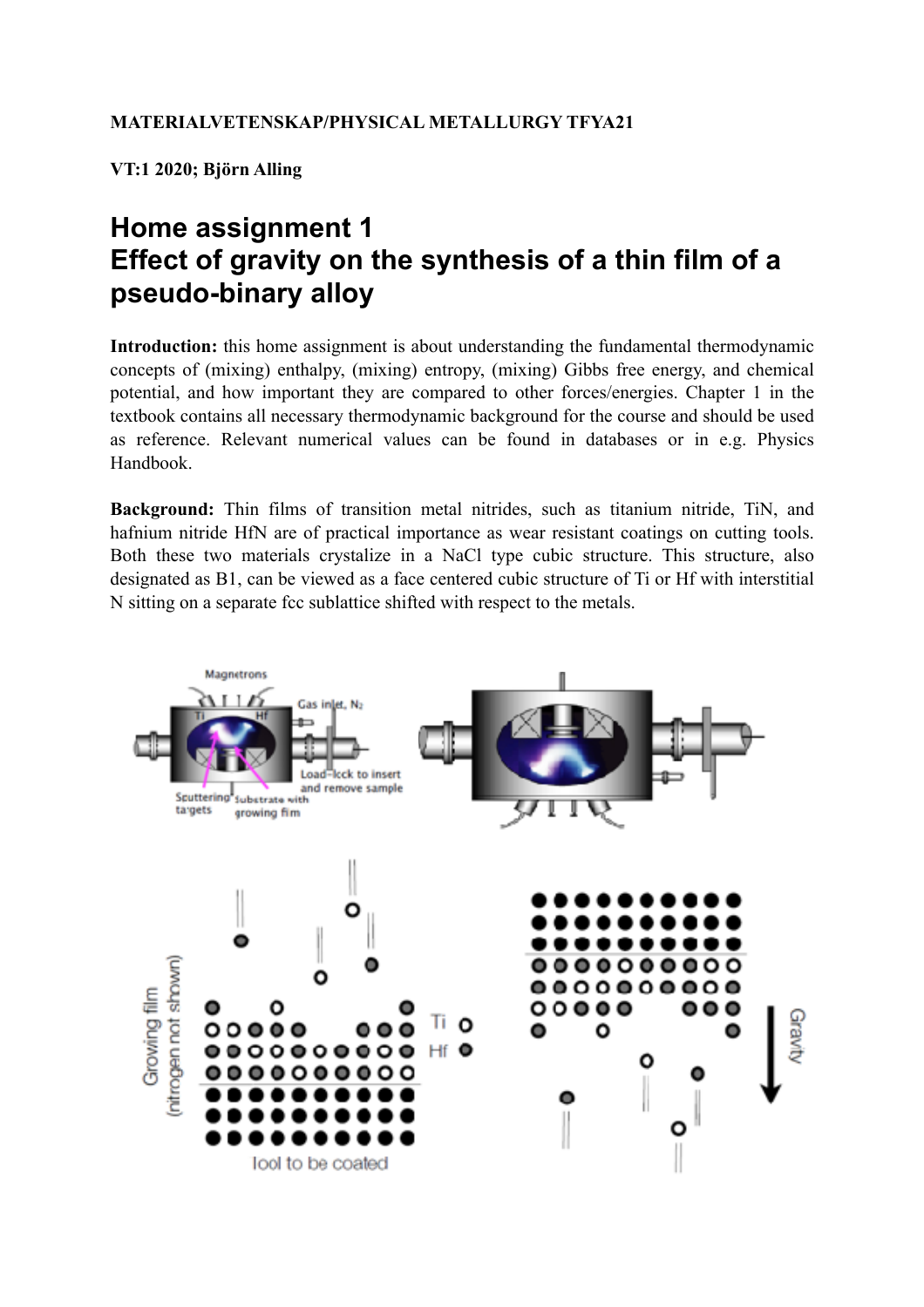**MATERIALVETENSKAP/PHYSICAL METALLURGY TFYA21**

**VT:1 2020; Björn Alling**

# Home assignment 1
# Effect of gravity on the synthesis of a thin film of a pseudo-binary alloy

**Introduction:** this home assignment is about understanding the fundamental thermodynamic concepts of (mixing) enthalpy, (mixing) entropy, (mixing) Gibbs free energy, and chemical potential, and how important they are compared to other forces/energies. Chapter 1 in the textbook contains all necessary thermodynamic background for the course and should be used as reference. Relevant numerical values can be found in databases or in e.g. Physics Handbook.

**Background:** Thin films of transition metal nitrides, such as titanium nitride, TiN, and hafnium nitride HfN are of practical importance as wear resistant coatings on cutting tools. Both these two materials crystalize in a NaCl type cubic structure. This structure, also designated as B1, can be viewed as a face centered cubic structure of Ti or Hf with interstitial N sitting on a separate fcc sublattice shifted with respect to the metals.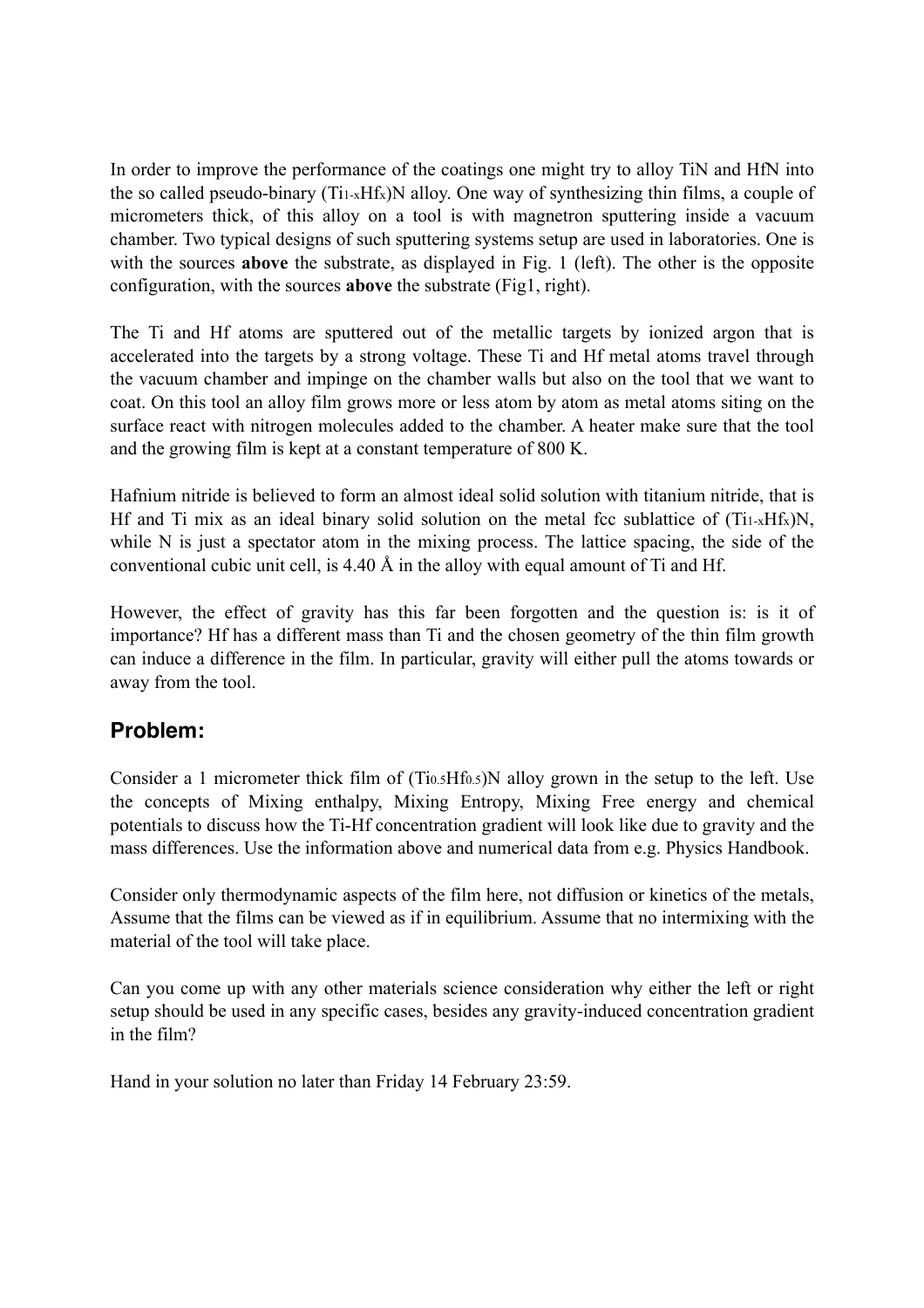In order to improve the performance of the coatings one might try to alloy TiN and HfN into the so called pseudo-binary $(Ti_{1-x}Hf_x)N$ alloy. One way of synthesizing thin films, a couple of micrometers thick, of this alloy on a tool is with magnetron sputtering inside a vacuum chamber. Two typical designs of such sputtering systems setup are used in laboratories. One is with the sources **above** the substrate, as displayed in Fig. 1 (left). The other is the opposite configuration, with the sources **above** the substrate (Fig1, right).

The Ti and Hf atoms are sputtered out of the metallic targets by ionized argon that is accelerated into the targets by a strong voltage. These Ti and Hf metal atoms travel through the vacuum chamber and impinge on the chamber walls but also on the tool that we want to coat. On this tool an alloy film grows more or less atom by atom as metal atoms siting on the surface react with nitrogen molecules added to the chamber. A heater make sure that the tool and the growing film is kept at a constant temperature of 800 K.

Hafnium nitride is believed to form an almost ideal solid solution with titanium nitride, that is Hf and Ti mix as an ideal binary solid solution on the metal fcc sublattice of $(Ti_{1-x}Hf_x)N$, while N is just a spectator atom in the mixing process. The lattice spacing, the side of the conventional cubic unit cell, is 4.40 Å in the alloy with equal amount of Ti and Hf.

However, the effect of gravity has this far been forgotten and the question is: is it of importance? Hf has a different mass than Ti and the chosen geometry of the thin film growth can induce a difference in the film. In particular, gravity will either pull the atoms towards or away from the tool.

## Problem:

Consider a 1 micrometer thick film of $(Ti_{0.5}Hf_{0.5})N$ alloy grown in the setup to the left. Use the concepts of Mixing enthalpy, Mixing Entropy, Mixing Free energy and chemical potentials to discuss how the Ti-Hf concentration gradient will look like due to gravity and the mass differences. Use the information above and numerical data from e.g. Physics Handbook.

Consider only thermodynamic aspects of the film here, not diffusion or kinetics of the metals, Assume that the films can be viewed as if in equilibrium. Assume that no intermixing with the material of the tool will take place.

Can you come up with any other materials science consideration why either the left or right setup should be used in any specific cases, besides any gravity-induced concentration gradient in the film?

Hand in your solution no later than Friday 14 February 23:59.